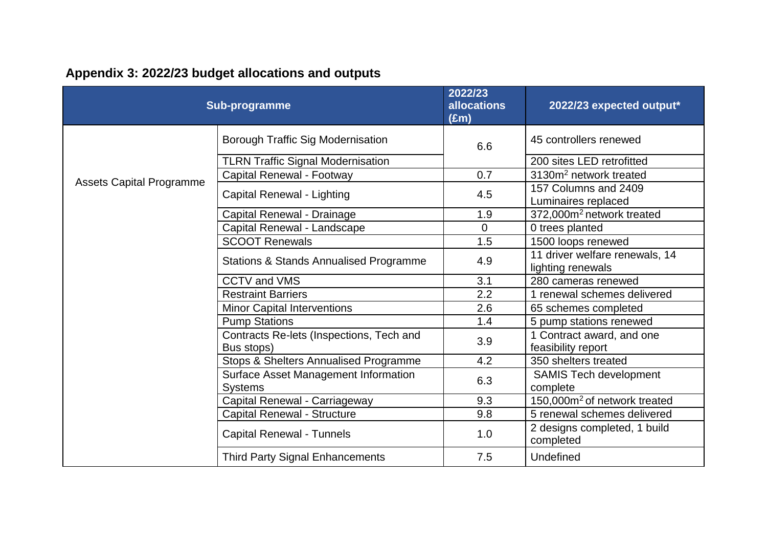## Appendix 3: 2022/23 budget allocations and outputs

| Sub-programme | | 2022/23 allocations (£m) | 2022/23 expected output* |
|---|---|---|---|
| Assets Capital Programme | Borough Traffic Sig Modernisation | 6.6 | 45 controllers renewed |
| | TLRN Traffic Signal Modernisation | | 200 sites LED retrofitted |
| | Capital Renewal - Footway | 0.7 | 3130m$^2$ network treated |
| | Capital Renewal - Lighting | 4.5 | 157 Columns and 2409 Luminaires replaced |
| | Capital Renewal - Drainage | 1.9 | 372,000m$^2$ network treated |
| | Capital Renewal - Landscape | 0 | 0 trees planted |
| | SCOOT Renewals | 1.5 | 1500 loops renewed |
| | Stations & Stands Annualised Programme | 4.9 | 11 driver welfare renewals, 14 lighting renewals |
| | CCTV and VMS | 3.1 | 280 cameras renewed |
| | Restraint Barriers | 2.2 | 1 renewal schemes delivered |
| | Minor Capital Interventions | 2.6 | 65 schemes completed |
| | Pump Stations | 1.4 | 5 pump stations renewed |
| | Contracts Re-lets (Inspections, Tech and Bus stops) | 3.9 | 1 Contract award, and one feasibility report |
| | Stops & Shelters Annualised Programme | 4.2 | 350 shelters treated |
| | Surface Asset Management Information Systems | 6.3 | SAMIS Tech development complete |
| | Capital Renewal - Carriageway | 9.3 | 150,000m$^2$ of network treated |
| | Capital Renewal - Structure | 9.8 | 5 renewal schemes delivered |
| | Capital Renewal - Tunnels | 1.0 | 2 designs completed, 1 build completed |
| | Third Party Signal Enhancements | 7.5 | Undefined |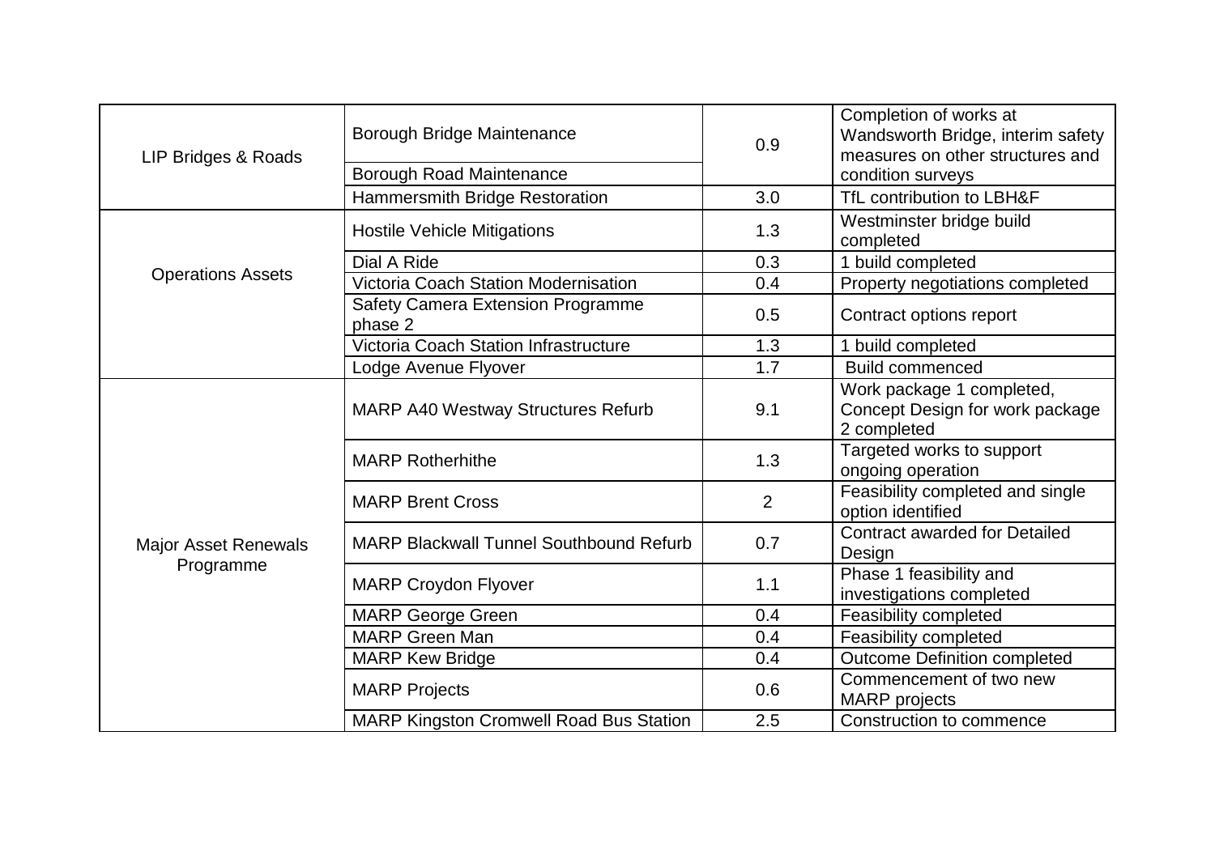| | | | |
|---|---|---|---|
| LIP Bridges & Roads | Borough Bridge Maintenance | 0.9 | Completion of works at Wandsworth Bridge, interim safety measures on other structures and condition surveys |
| | Borough Road Maintenance | | |
| | Hammersmith Bridge Restoration | 3.0 | TfL contribution to LBH&F |
| Operations Assets | Hostile Vehicle Mitigations | 1.3 | Westminster bridge build completed |
| | Dial A Ride | 0.3 | 1 build completed |
| | Victoria Coach Station Modernisation | 0.4 | Property negotiations completed |
| | Safety Camera Extension Programme phase 2 | 0.5 | Contract options report |
| | Victoria Coach Station Infrastructure | 1.3 | 1 build completed |
| | Lodge Avenue Flyover | 1.7 | Build commenced |
| Major Asset Renewals Programme | MARP A40 Westway Structures Refurb | 9.1 | Work package 1 completed, Concept Design for work package 2 completed |
| | MARP Rotherhithe | 1.3 | Targeted works to support ongoing operation |
| | MARP Brent Cross | 2 | Feasibility completed and single option identified |
| | MARP Blackwall Tunnel Southbound Refurb | 0.7 | Contract awarded for Detailed Design |
| | MARP Croydon Flyover | 1.1 | Phase 1 feasibility and investigations completed |
| | MARP George Green | 0.4 | Feasibility completed |
| | MARP Green Man | 0.4 | Feasibility completed |
| | MARP Kew Bridge | 0.4 | Outcome Definition completed |
| | MARP Projects | 0.6 | Commencement of two new MARP projects |
| | MARP Kingston Cromwell Road Bus Station | 2.5 | Construction to commence |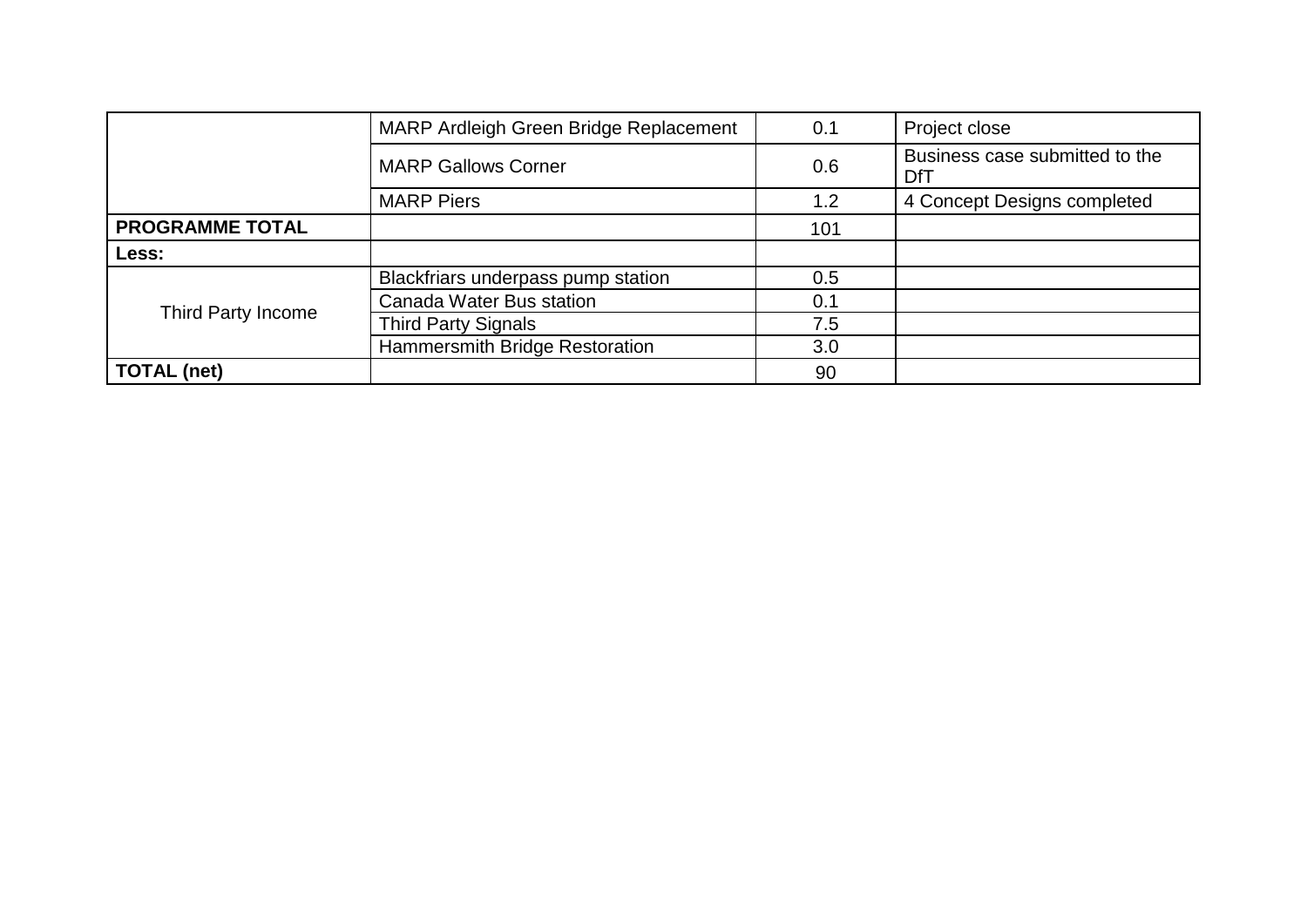| | | | |
|---|---|---|---|
| | MARP Ardleigh Green Bridge Replacement | 0.1 | Project close |
| | MARP Gallows Corner | 0.6 | Business case submitted to the DfT |
| | MARP Piers | 1.2 | 4 Concept Designs completed |
| **PROGRAMME TOTAL** | | 101 | |
| **Less:** | | | |
| Third Party Income | Blackfriars underpass pump station | 0.5 | |
| | Canada Water Bus station | 0.1 | |
| | Third Party Signals | 7.5 | |
| | Hammersmith Bridge Restoration | 3.0 | |
| **TOTAL (net)** | | 90 | |